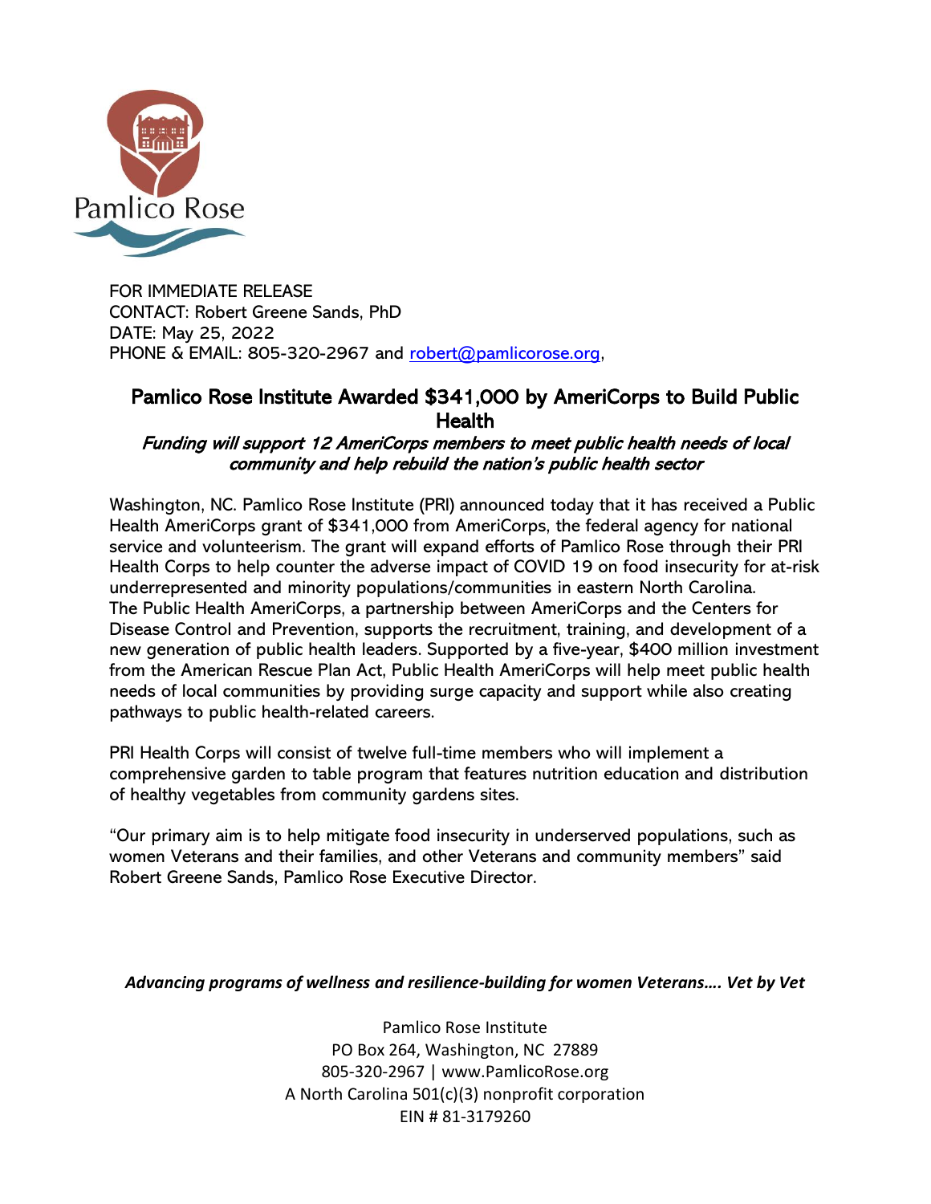Pamlico Rose

FOR IMMEDIATE RELEASE
CONTACT: Robert Greene Sands, PhD
DATE: May 25, 2022
PHONE & EMAIL: 805-320-2967 and robert@pamlicorose.org,

## Pamlico Rose Institute Awarded $341,000 by AmeriCorps to Build Public Health

*Funding will support 12 AmeriCorps members to meet public health needs of local community and help rebuild the nation's public health sector*

Washington, NC. Pamlico Rose Institute (PRI) announced today that it has received a Public Health AmeriCorps grant of $341,000 from AmeriCorps, the federal agency for national service and volunteerism. The grant will expand efforts of Pamlico Rose through their PRI Health Corps to help counter the adverse impact of COVID 19 on food insecurity for at-risk underrepresented and minority populations/communities in eastern North Carolina. The Public Health AmeriCorps, a partnership between AmeriCorps and the Centers for Disease Control and Prevention, supports the recruitment, training, and development of a new generation of public health leaders. Supported by a five-year, $400 million investment from the American Rescue Plan Act, Public Health AmeriCorps will help meet public health needs of local communities by providing surge capacity and support while also creating pathways to public health-related careers.

PRI Health Corps will consist of twelve full-time members who will implement a comprehensive garden to table program that features nutrition education and distribution of healthy vegetables from community gardens sites.

"Our primary aim is to help mitigate food insecurity in underserved populations, such as women Veterans and their families, and other Veterans and community members" said Robert Greene Sands, Pamlico Rose Executive Director.

***Advancing programs of wellness and resilience-building for women Veterans…. Vet by Vet***

Pamlico Rose Institute
PO Box 264, Washington, NC 27889
805-320-2967 | www.PamlicoRose.org
A North Carolina 501(c)(3) nonprofit corporation
EIN # 81-3179260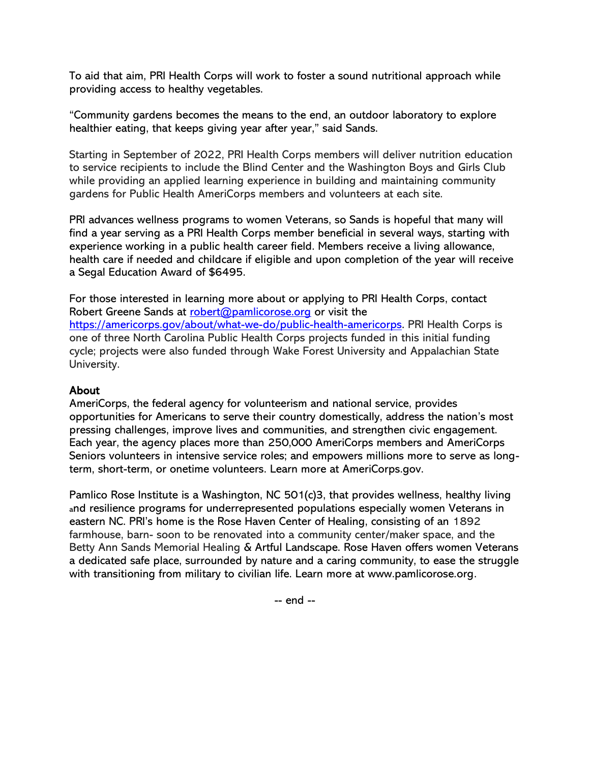To aid that aim, PRI Health Corps will work to foster a sound nutritional approach while providing access to healthy vegetables.

"Community gardens becomes the means to the end, an outdoor laboratory to explore healthier eating, that keeps giving year after year," said Sands.

Starting in September of 2022, PRI Health Corps members will deliver nutrition education to service recipients to include the Blind Center and the Washington Boys and Girls Club while providing an applied learning experience in building and maintaining community gardens for Public Health AmeriCorps members and volunteers at each site.

PRI advances wellness programs to women Veterans, so Sands is hopeful that many will find a year serving as a PRI Health Corps member beneficial in several ways, starting with experience working in a public health career field. Members receive a living allowance, health care if needed and childcare if eligible and upon completion of the year will receive a Segal Education Award of $6495.

For those interested in learning more about or applying to PRI Health Corps, contact Robert Greene Sands at robert@pamlicorose.org or visit the https://americorps.gov/about/what-we-do/public-health-americorps. PRI Health Corps is one of three North Carolina Public Health Corps projects funded in this initial funding cycle; projects were also funded through Wake Forest University and Appalachian State University.

**About**

AmeriCorps, the federal agency for volunteerism and national service, provides opportunities for Americans to serve their country domestically, address the nation's most pressing challenges, improve lives and communities, and strengthen civic engagement. Each year, the agency places more than 250,000 AmeriCorps members and AmeriCorps Seniors volunteers in intensive service roles; and empowers millions more to serve as long-term, short-term, or onetime volunteers. Learn more at AmeriCorps.gov.

Pamlico Rose Institute is a Washington, NC 501(c)3, that provides wellness, healthy living and resilience programs for underrepresented populations especially women Veterans in eastern NC. PRI's home is the Rose Haven Center of Healing, consisting of an 1892 farmhouse, barn- soon to be renovated into a community center/maker space, and the Betty Ann Sands Memorial Healing & Artful Landscape. Rose Haven offers women Veterans a dedicated safe place, surrounded by nature and a caring community, to ease the struggle with transitioning from military to civilian life. Learn more at www.pamlicorose.org.

-- end --